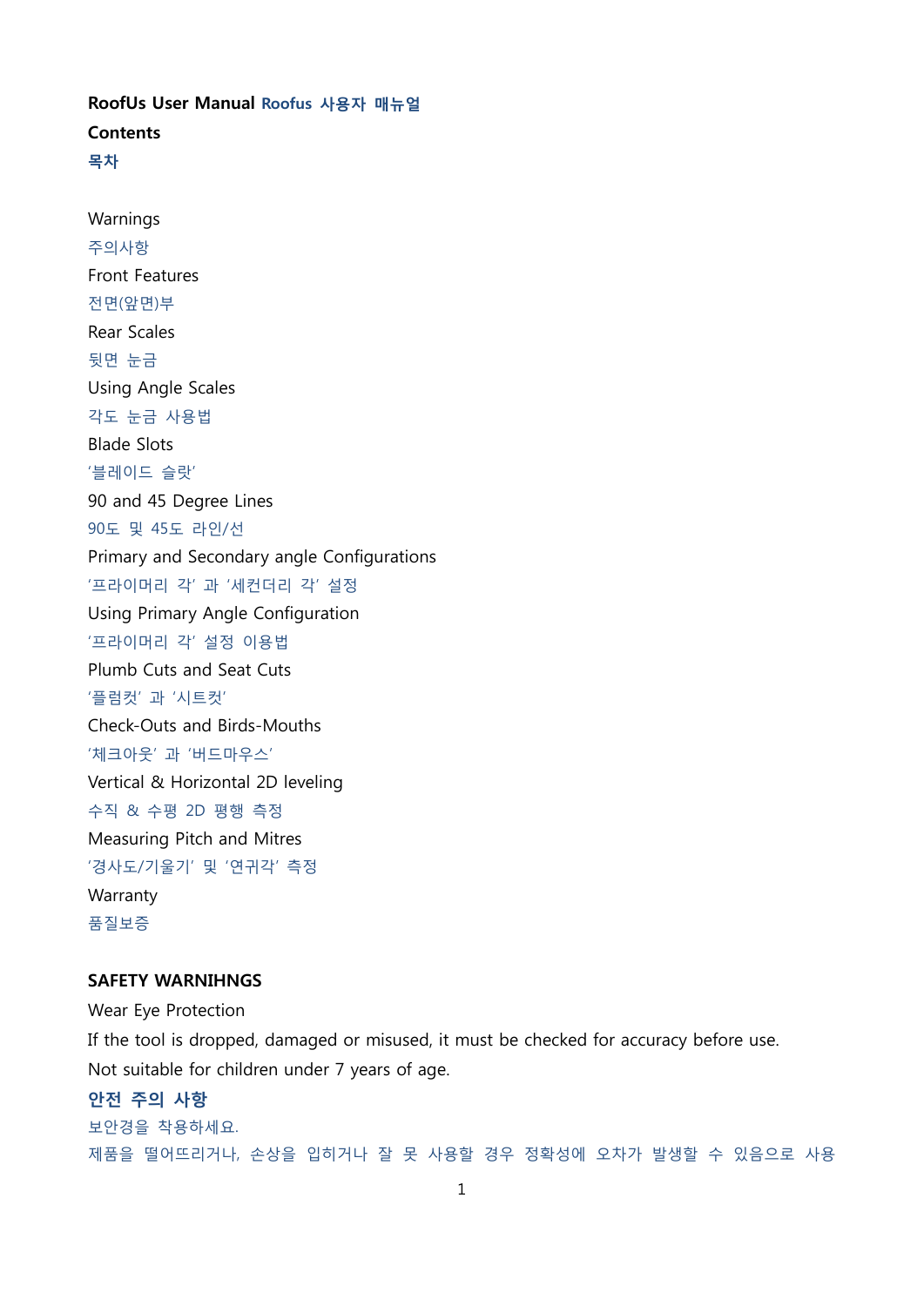# RoofUs User Manual Roofus 사용자 매뉴얼

**Contents**

**목차**

Warnings

주의사항

Front Features

전면(앞면)부

Rear Scales

뒷면 눈금

Using Angle Scales

각도 눈금 사용법

Blade Slots

'블레이드 슬랏'

90 and 45 Degree Lines

90도 및 45도 라인/선

Primary and Secondary angle Configurations

'프라이머리 각' 과 '세컨더리 각' 설정

Using Primary Angle Configuration

'프라이머리 각' 설정 이용법

Plumb Cuts and Seat Cuts

'플럼컷' 과 '시트컷'

Check-Outs and Birds-Mouths

'체크아웃' 과 '버드마우스'

Vertical & Horizontal 2D leveling

수직 & 수평 2D 평행 측정

Measuring Pitch and Mitres

'경사도/기울기' 및 '연귀각' 측정

Warranty

품질보증

## SAFETY WARNIHNGS

Wear Eye Protection

If the tool is dropped, damaged or misused, it must be checked for accuracy before use.

Not suitable for children under 7 years of age.

## 안전 주의 사항

보안경을 착용하세요.

제품을 떨어뜨리거나, 손상을 입히거나 잘 못 사용할 경우 정확성에 오차가 발생할 수 있음으로 사용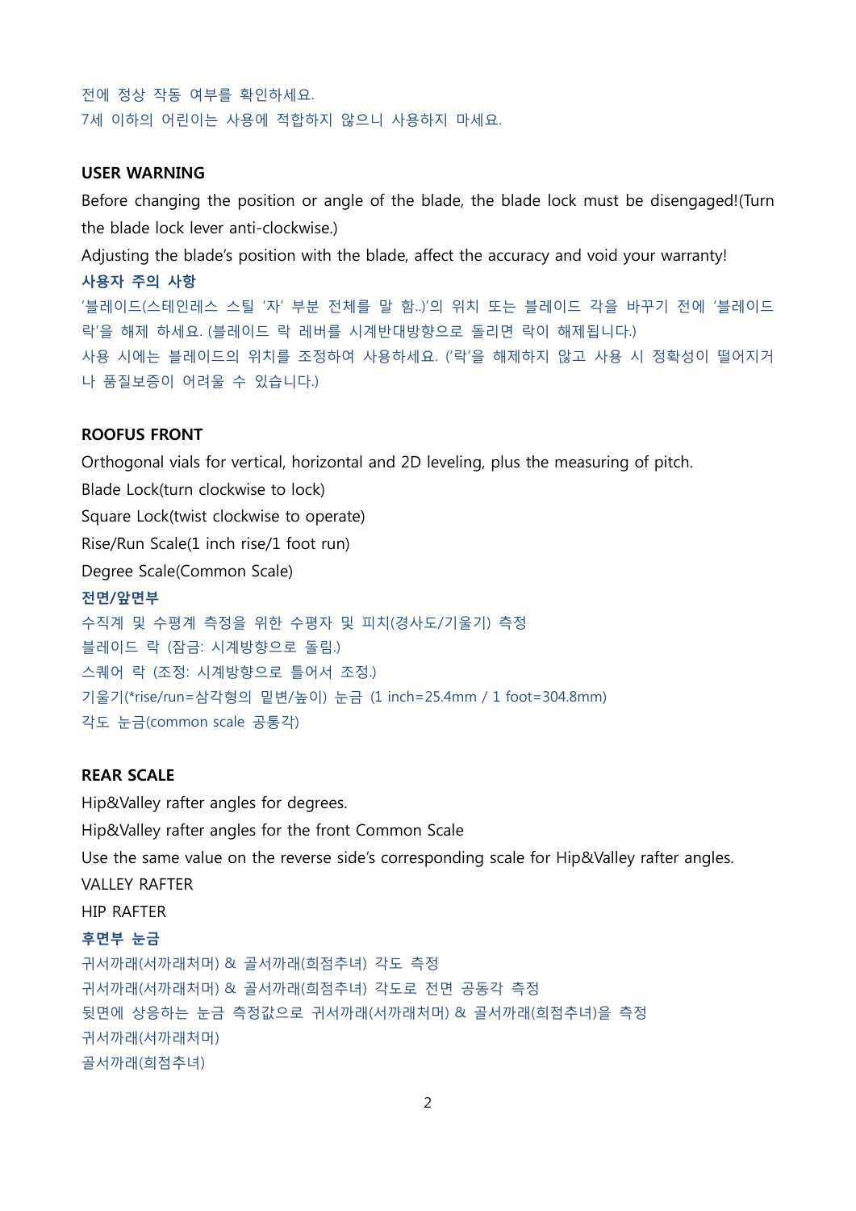전에 정상 작동 여부를 확인하세요.
7세 이하의 어린이는 사용에 적합하지 않으니 사용하지 마세요.

**USER WARNING**

Before changing the position or angle of the blade, the blade lock must be disengaged!(Turn the blade lock lever anti-clockwise.)

Adjusting the blade's position with the blade, affect the accuracy and void your warranty!

**사용자 주의 사항**

'블레이드(스테인레스 스틸 '자' 부분 전체를 말 함..)'의 위치 또는 블레이드 각을 바꾸기 전에 '블레이드 락'을 해제 하세요. (블레이드 락 레버를 시계반대방향으로 돌리면 락이 해제됩니다.)

사용 시에는 블레이드의 위치를 조정하여 사용하세요. ('락'을 해제하지 않고 사용 시 정확성이 떨어지거나 품질보증이 어려울 수 있습니다.)

**ROOFUS FRONT**

Orthogonal vials for vertical, horizontal and 2D leveling, plus the measuring of pitch.

Blade Lock(turn clockwise to lock)

Square Lock(twist clockwise to operate)

Rise/Run Scale(1 inch rise/1 foot run)

Degree Scale(Common Scale)

**전면/앞면부**

수직계 및 수평계 측정을 위한 수평자 및 피치(경사도/기울기) 측정

블레이드 락 (잠금: 시계방향으로 돌림.)

스퀘어 락 (조정: 시계방향으로 틀어서 조정.)

기울기(*rise/run=삼각형의 밑변/높이) 눈금 (1 inch=25.4mm / 1 foot=304.8mm)

각도 눈금(common scale 공통각)

**REAR SCALE**

Hip&Valley rafter angles for degrees.

Hip&Valley rafter angles for the front Common Scale

Use the same value on the reverse side's corresponding scale for Hip&Valley rafter angles.

VALLEY RAFTER

HIP RAFTER

**후면부 눈금**

귀서까래(서까래처머) & 골서까래(희점추녀) 각도 측정

귀서까래(서까래처머) & 골서까래(희점추녀) 각도로 전면 공동각 측정

뒷면에 상응하는 눈금 측정값으로 귀서까래(서까래처머) & 골서까래(희점추녀)을 측정

귀서까래(서까래처머)

골서까래(희점추녀)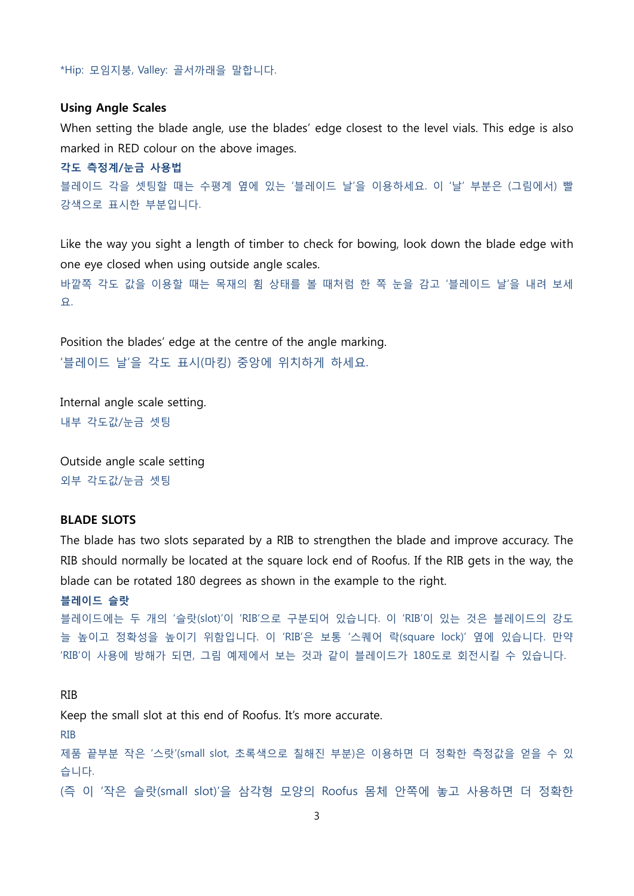*Hip: 모임지붕, Valley: 골서까래을 말합니다.

**Using Angle Scales**

When setting the blade angle, use the blades' edge closest to the level vials. This edge is also marked in RED colour on the above images.

**각도 측정계/눈금 사용법**

블레이드 각을 셋팅할 때는 수평계 옆에 있는 '블레이드 날'을 이용하세요. 이 '날' 부분은 (그림에서) 빨강색으로 표시한 부분입니다.

Like the way you sight a length of timber to check for bowing, look down the blade edge with one eye closed when using outside angle scales.

바깥쪽 각도 값을 이용할 때는 목재의 휨 상태를 볼 때처럼 한 쪽 눈을 감고 '블레이드 날'을 내려 보세요.

Position the blades' edge at the centre of the angle marking.

'블레이드 날'을 각도 표시(마킹) 중앙에 위치하게 하세요.

Internal angle scale setting.

내부 각도값/눈금 셋팅

Outside angle scale setting

외부 각도값/눈금 셋팅

**BLADE SLOTS**

The blade has two slots separated by a RIB to strengthen the blade and improve accuracy. The RIB should normally be located at the square lock end of Roofus. If the RIB gets in the way, the blade can be rotated 180 degrees as shown in the example to the right.

**블레이드 슬랏**

블레이드에는 두 개의 '슬랏(slot)'이 'RIB'으로 구분되어 있습니다. 이 'RIB'이 있는 것은 블레이드의 강도를 높이고 정확성을 높이기 위함입니다. 이 'RIB'은 보통 '스퀘어 락(square lock)' 옆에 있습니다. 만약 'RIB'이 사용에 방해가 되면, 그림 예제에서 보는 것과 같이 블레이드가 180도로 회전시킬 수 있습니다.

RIB

Keep the small slot at this end of Roofus. It's more accurate.

RIB

제품 끝부분 작은 '스랏'(small slot, 초록색으로 칠해진 부분)은 이용하면 더 정확한 측정값을 얻을 수 있습니다.

(즉 이 '작은 슬랏(small slot)'을 삼각형 모양의 Roofus 몸체 안쪽에 놓고 사용하면 더 정확한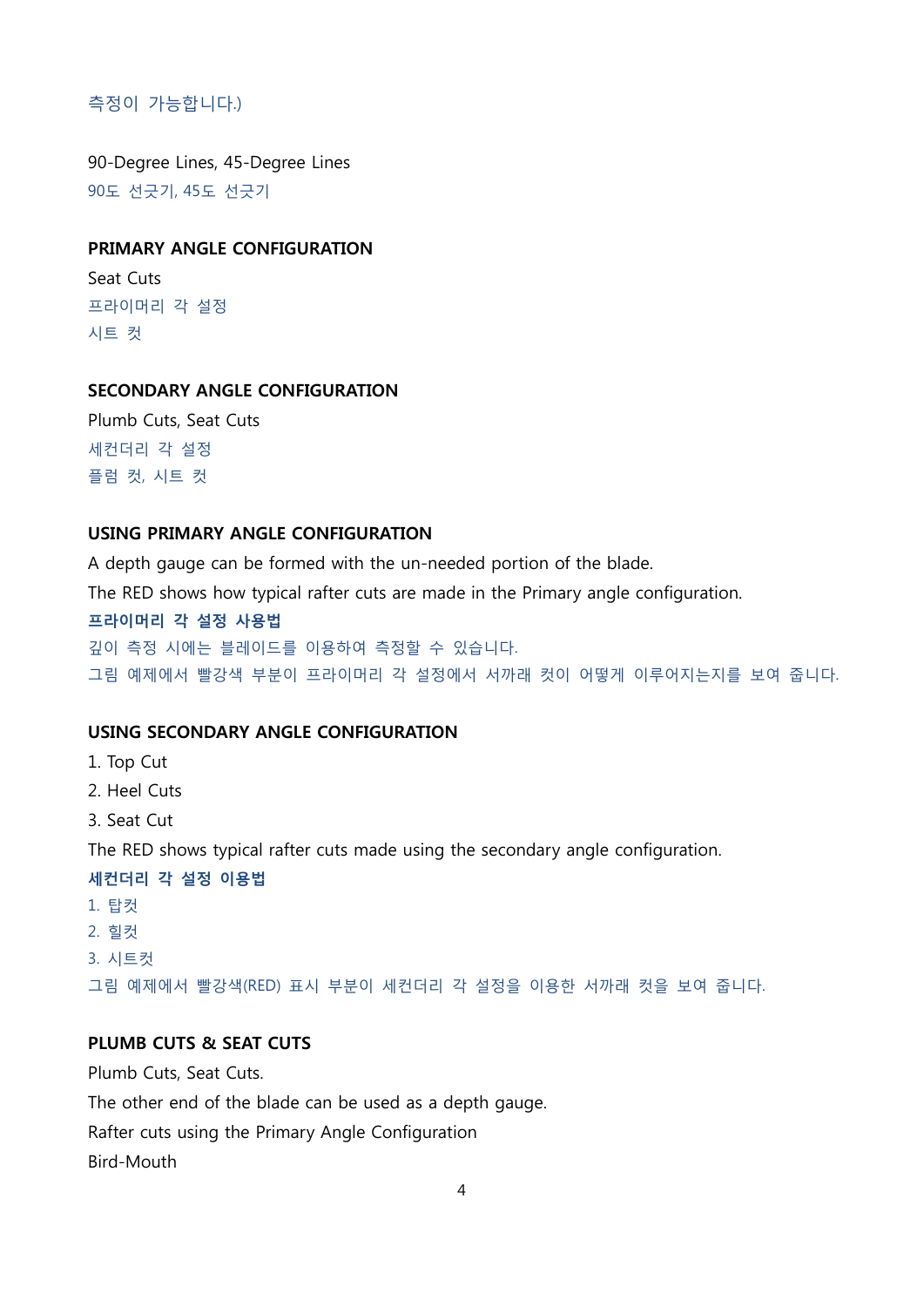측정이 가능합니다.)

90-Degree Lines, 45-Degree Lines

90도 선긋기, 45도 선긋기

**PRIMARY ANGLE CONFIGURATION**

Seat Cuts

프라이머리 각 설정

시트 컷

**SECONDARY ANGLE CONFIGURATION**

Plumb Cuts, Seat Cuts

세컨더리 각 설정

플럼 컷, 시트 컷

**USING PRIMARY ANGLE CONFIGURATION**

A depth gauge can be formed with the un-needed portion of the blade.

The RED shows how typical rafter cuts are made in the Primary angle configuration.

**프라이머리 각 설정 사용법**

깊이 측정 시에는 블레이드를 이용하여 측정할 수 있습니다.

그림 예제에서 빨강색 부분이 프라이머리 각 설정에서 서까래 컷이 어떻게 이루어지는지를 보여 줍니다.

**USING SECONDARY ANGLE CONFIGURATION**

1. Top Cut
2. Heel Cuts
3. Seat Cut

The RED shows typical rafter cuts made using the secondary angle configuration.

**세컨더리 각 설정 이용법**

1. 탑컷
2. 힐컷
3. 시트컷

그림 예제에서 빨강색(RED) 표시 부분이 세컨더리 각 설정을 이용한 서까래 컷을 보여 줍니다.

**PLUMB CUTS & SEAT CUTS**

Plumb Cuts, Seat Cuts.

The other end of the blade can be used as a depth gauge.

Rafter cuts using the Primary Angle Configuration

Bird-Mouth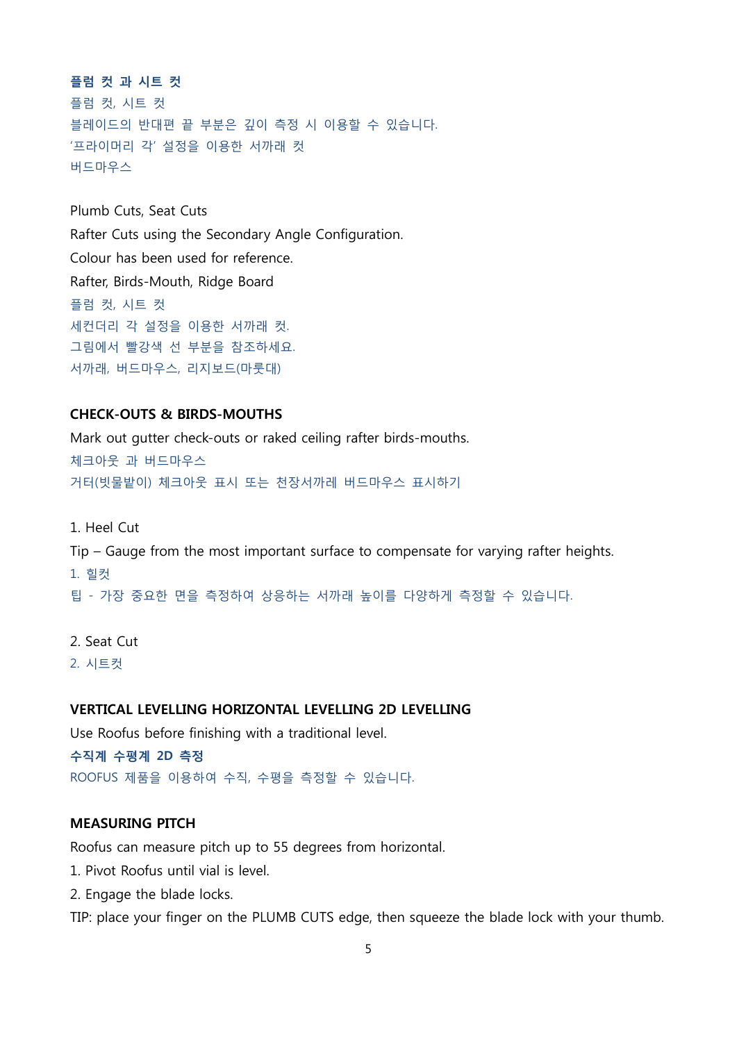**플럼 컷 과 시트 컷**

플럼 컷, 시트 컷

블레이드의 반대편 끝 부분은 깊이 측정 시 이용할 수 있습니다.

'프라이머리 각' 설정을 이용한 서까래 컷

버드마우스

Plumb Cuts, Seat Cuts

Rafter Cuts using the Secondary Angle Configuration.

Colour has been used for reference.

Rafter, Birds-Mouth, Ridge Board

플럼 컷, 시트 컷

세컨더리 각 설정을 이용한 서까래 컷.

그림에서 빨강색 선 부분을 참조하세요.

서까래, 버드마우스, 리지보드(마룻대)

**CHECK-OUTS & BIRDS-MOUTHS**

Mark out gutter check-outs or raked ceiling rafter birds-mouths.

체크아웃 과 버드마우스

거터(빗물받이) 체크아웃 표시 또는 천장서까레 버드마우스 표시하기

1. Heel Cut

Tip – Gauge from the most important surface to compensate for varying rafter heights.

1. 힐컷

팁 - 가장 중요한 면을 측정하여 상응하는 서까래 높이를 다양하게 측정할 수 있습니다.

2. Seat Cut

2. 시트컷

**VERTICAL LEVELLING HORIZONTAL LEVELLING 2D LEVELLING**

Use Roofus before finishing with a traditional level.

**수직계 수평계 2D 측정**

ROOFUS 제품을 이용하여 수직, 수평을 측정할 수 있습니다.

**MEASURING PITCH**

Roofus can measure pitch up to 55 degrees from horizontal.

1. Pivot Roofus until vial is level.
2. Engage the blade locks.

TIP: place your finger on the PLUMB CUTS edge, then squeeze the blade lock with your thumb.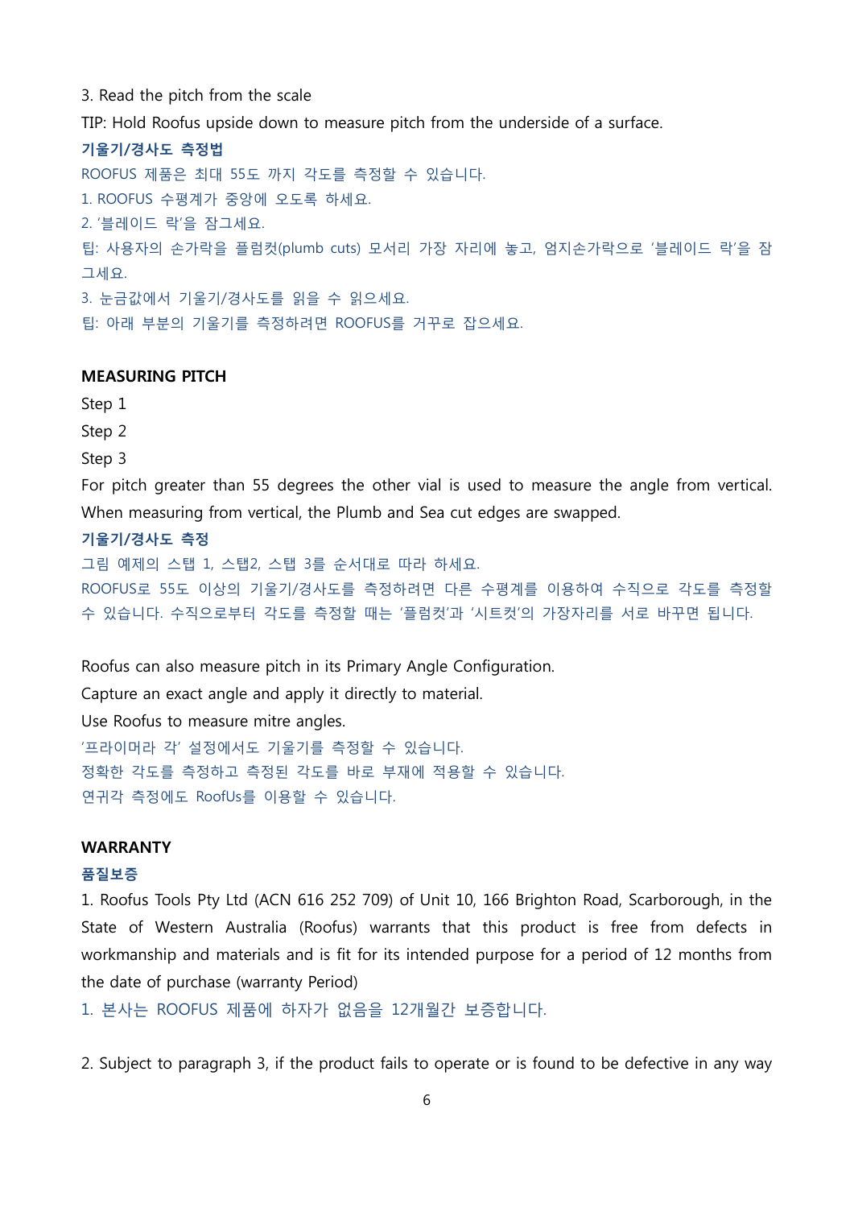3. Read the pitch from the scale

TIP: Hold Roofus upside down to measure pitch from the underside of a surface.

**기울기/경사도 측정법**

ROOFUS 제품은 최대 55도 까지 각도를 측정할 수 있습니다.

1. ROOFUS 수평계가 중앙에 오도록 하세요.
2. '블레이드 락'을 잠그세요.

팁: 사용자의 손가락을 플럼컷(plumb cuts) 모서리 가장 자리에 놓고, 엄지손가락으로 '블레이드 락'을 잠그세요.

3. 눈금값에서 기울기/경사도를 읽을 수 읽으세요.

팁: 아래 부분의 기울기를 측정하려면 ROOFUS를 거꾸로 잡으세요.

## MEASURING PITCH

Step 1

Step 2

Step 3

For pitch greater than 55 degrees the other vial is used to measure the angle from vertical. When measuring from vertical, the Plumb and Sea cut edges are swapped.

**기울기/경사도 측정**

그림 예제의 스탭 1, 스탭2, 스탭 3를 순서대로 따라 하세요.

ROOFUS로 55도 이상의 기울기/경사도를 측정하려면 다른 수평계를 이용하여 수직으로 각도를 측정할 수 있습니다. 수직으로부터 각도를 측정할 때는 '플럼컷'과 '시트컷'의 가장자리를 서로 바꾸면 됩니다.

Roofus can also measure pitch in its Primary Angle Configuration.

Capture an exact angle and apply it directly to material.

Use Roofus to measure mitre angles.

'프라이머라 각' 설정에서도 기울기를 측정할 수 있습니다.

정확한 각도를 측정하고 측정된 각도를 바로 부재에 적용할 수 있습니다.

연귀각 측정에도 RoofUs를 이용할 수 있습니다.

## WARRANTY

**품질보증**

1. Roofus Tools Pty Ltd (ACN 616 252 709) of Unit 10, 166 Brighton Road, Scarborough, in the State of Western Australia (Roofus) warrants that this product is free from defects in workmanship and materials and is fit for its intended purpose for a period of 12 months from the date of purchase (warranty Period)

1. 본사는 ROOFUS 제품에 하자가 없음을 12개월간 보증합니다.

2. Subject to paragraph 3, if the product fails to operate or is found to be defective in any way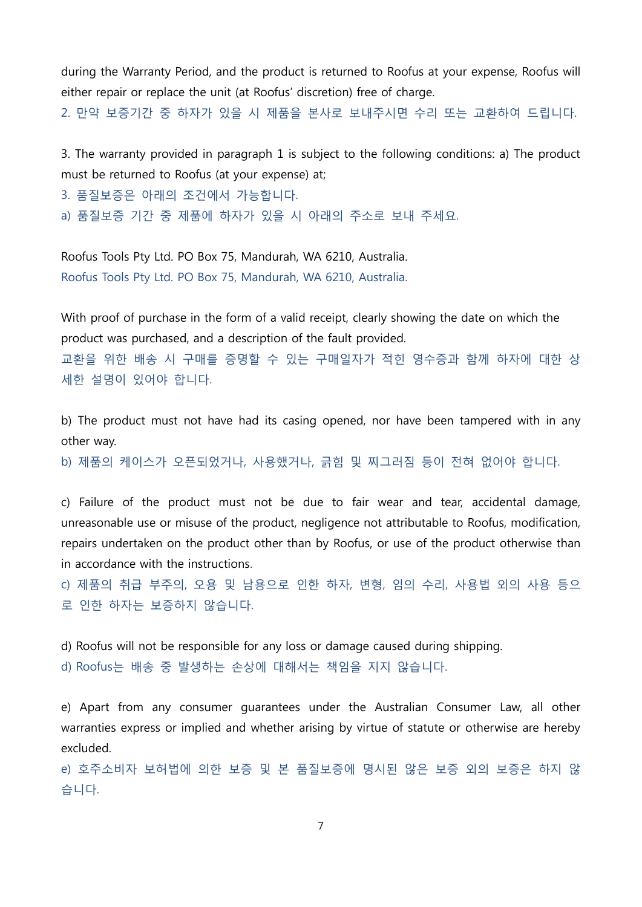during the Warranty Period, and the product is returned to Roofus at your expense, Roofus will either repair or replace the unit (at Roofus' discretion) free of charge.

2. 만약 보증기간 중 하자가 있을 시 제품을 본사로 보내주시면 수리 또는 교환하여 드립니다.

3. The warranty provided in paragraph 1 is subject to the following conditions: a) The product must be returned to Roofus (at your expense) at;

3. 품질보증은 아래의 조건에서 가능합니다.

a) 품질보증 기간 중 제품에 하자가 있을 시 아래의 주소로 보내 주세요.

Roofus Tools Pty Ltd. PO Box 75, Mandurah, WA 6210, Australia.

Roofus Tools Pty Ltd. PO Box 75, Mandurah, WA 6210, Australia.

With proof of purchase in the form of a valid receipt, clearly showing the date on which the product was purchased, and a description of the fault provided.

교환을 위한 배송 시 구매를 증명할 수 있는 구매일자가 적힌 영수증과 함께 하자에 대한 상세한 설명이 있어야 합니다.

b) The product must not have had its casing opened, nor have been tampered with in any other way.

b) 제품의 케이스가 오픈되었거나, 사용했거나, 긁힘 및 찌그러짐 등이 전혀 없어야 합니다.

c) Failure of the product must not be due to fair wear and tear, accidental damage, unreasonable use or misuse of the product, negligence not attributable to Roofus, modification, repairs undertaken on the product other than by Roofus, or use of the product otherwise than in accordance with the instructions.

c) 제품의 취급 부주의, 오용 및 남용으로 인한 하자, 변형, 임의 수리, 사용법 외의 사용 등으로 인한 하자는 보증하지 않습니다.

d) Roofus will not be responsible for any loss or damage caused during shipping.

d) Roofus는 배송 중 발생하는 손상에 대해서는 책임을 지지 않습니다.

e) Apart from any consumer guarantees under the Australian Consumer Law, all other warranties express or implied and whether arising by virtue of statute or otherwise are hereby excluded.

e) 호주소비자 보허법에 의한 보증 및 본 품질보증에 명시된 않은 보증 외의 보증은 하지 않습니다.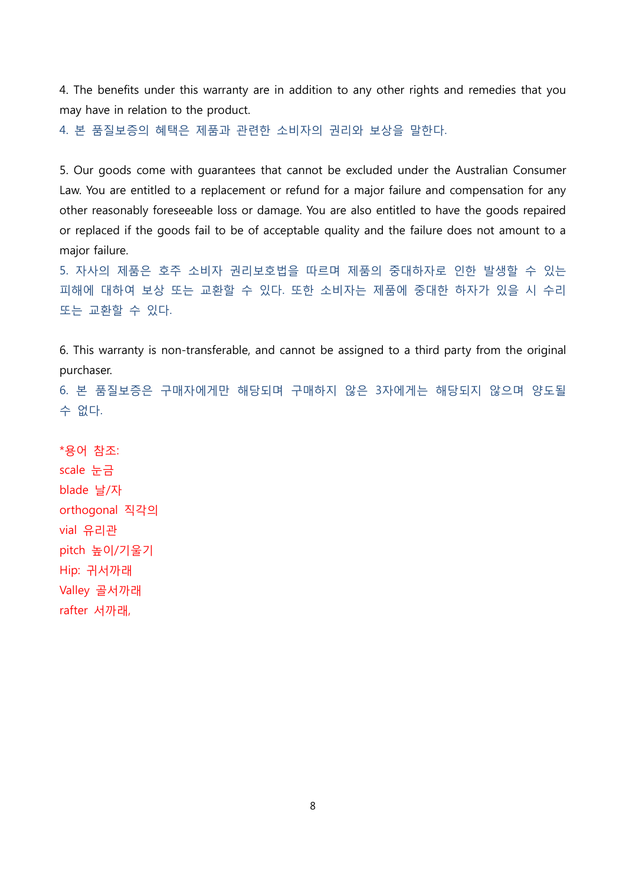4. The benefits under this warranty are in addition to any other rights and remedies that you may have in relation to the product.

4. 본 품질보증의 혜택은 제품과 관련한 소비자의 권리와 보상을 말한다.

5. Our goods come with guarantees that cannot be excluded under the Australian Consumer Law. You are entitled to a replacement or refund for a major failure and compensation for any other reasonably foreseeable loss or damage. You are also entitled to have the goods repaired or replaced if the goods fail to be of acceptable quality and the failure does not amount to a major failure.

5. 자사의 제품은 호주 소비자 권리보호법을 따르며 제품의 중대하자로 인한 발생할 수 있는 피해에 대하여 보상 또는 교환할 수 있다. 또한 소비자는 제품에 중대한 하자가 있을 시 수리 또는 교환할 수 있다.

6. This warranty is non-transferable, and cannot be assigned to a third party from the original purchaser.

6. 본 품질보증은 구매자에게만 해당되며 구매하지 않은 3자에게는 해당되지 않으며 양도될 수 없다.

*용어 참조:

scale 눈금

blade 날/자

orthogonal 직각의

vial 유리관

pitch 높이/기울기

Hip: 귀서까래

Valley 골서까래

rafter 서까래,